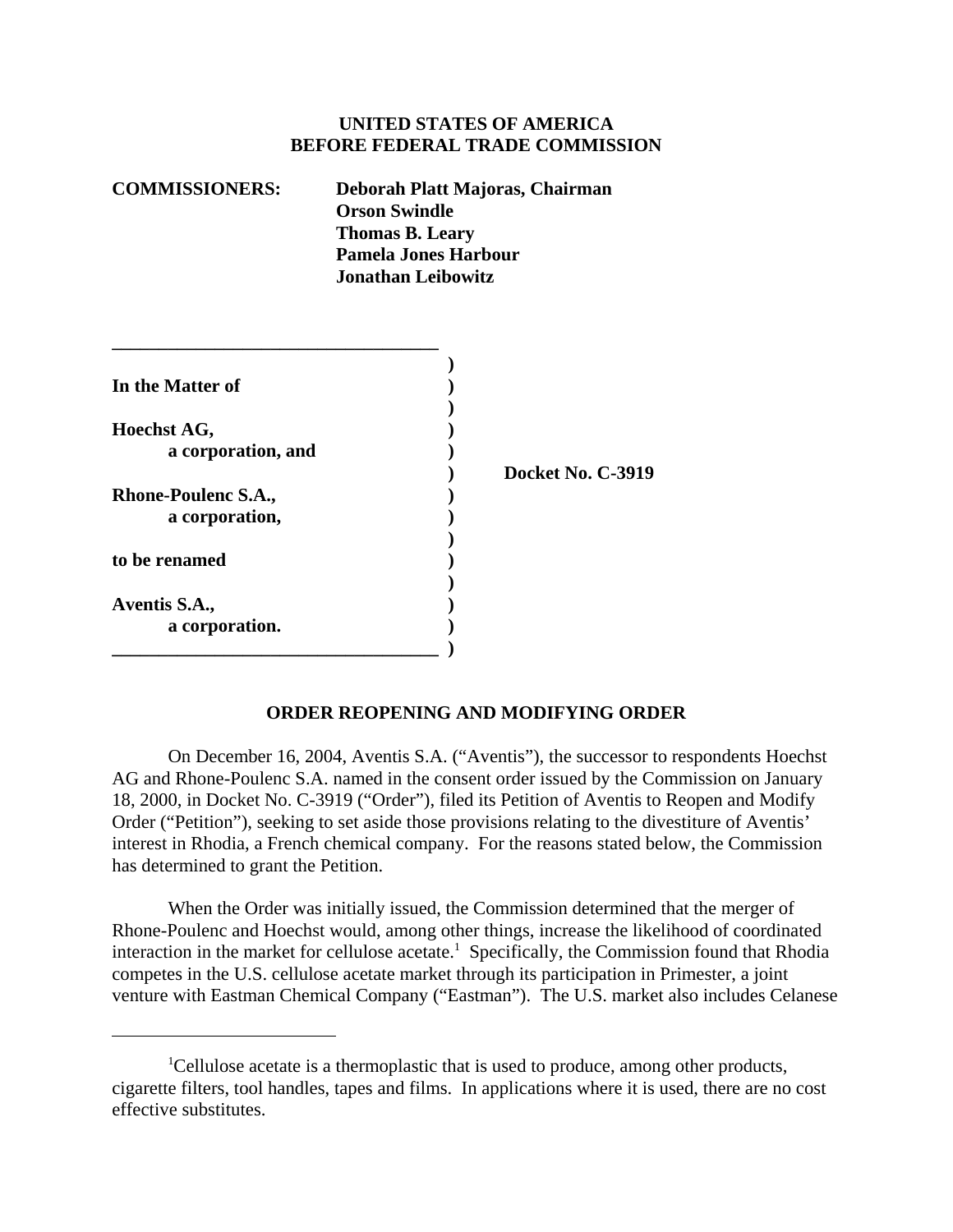**UNITED STATES OF AMERICA**
**BEFORE FEDERAL TRADE COMMISSION**

**COMMISSIONERS:** **Deborah Platt Majoras, Chairman**
**Orson Swindle**
**Thomas B. Leary**
**Pamela Jones Harbour**
**Jonathan Leibowitz**

| | |
|---|---|
| **In the Matter of** | |
| **Hoechst AG,** a corporation, and | |
| **Rhone-Poulenc S.A.,** a corporation, | **Docket No. C-3919** |
| **to be renamed** | |
| **Aventis S.A.,** a corporation. | |

## ORDER REOPENING AND MODIFYING ORDER

On December 16, 2004, Aventis S.A. ("Aventis"), the successor to respondents Hoechst AG and Rhone-Poulenc S.A. named in the consent order issued by the Commission on January 18, 2000, in Docket No. C-3919 ("Order"), filed its Petition of Aventis to Reopen and Modify Order ("Petition"), seeking to set aside those provisions relating to the divestiture of Aventis' interest in Rhodia, a French chemical company. For the reasons stated below, the Commission has determined to grant the Petition.

When the Order was initially issued, the Commission determined that the merger of Rhone-Poulenc and Hoechst would, among other things, increase the likelihood of coordinated interaction in the market for cellulose acetate.[1] Specifically, the Commission found that Rhodia competes in the U.S. cellulose acetate market through its participation in Primester, a joint venture with Eastman Chemical Company ("Eastman"). The U.S. market also includes Celanese

[1] Cellulose acetate is a thermoplastic that is used to produce, among other products, cigarette filters, tool handles, tapes and films. In applications where it is used, there are no cost effective substitutes.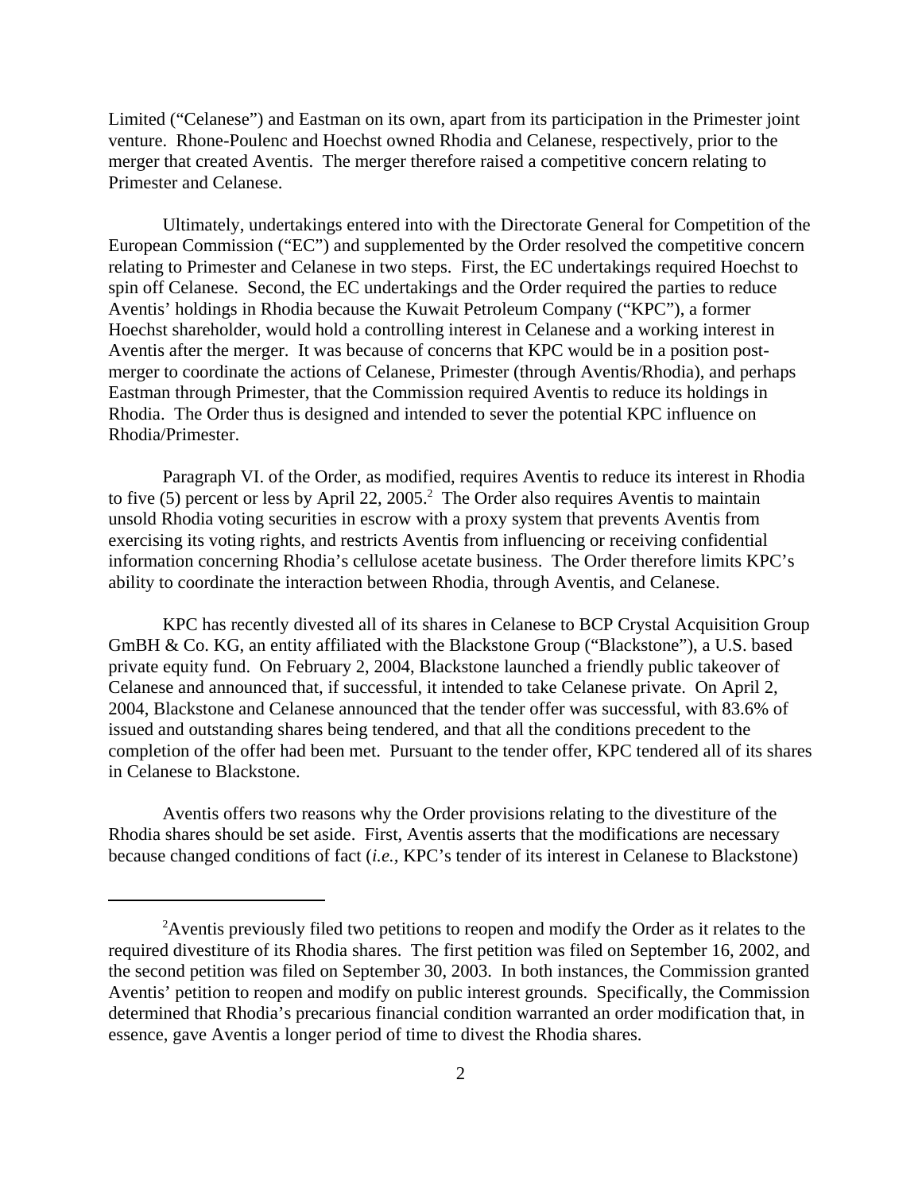Limited ("Celanese") and Eastman on its own, apart from its participation in the Primester joint venture. Rhone-Poulenc and Hoechst owned Rhodia and Celanese, respectively, prior to the merger that created Aventis. The merger therefore raised a competitive concern relating to Primester and Celanese.

Ultimately, undertakings entered into with the Directorate General for Competition of the European Commission ("EC") and supplemented by the Order resolved the competitive concern relating to Primester and Celanese in two steps. First, the EC undertakings required Hoechst to spin off Celanese. Second, the EC undertakings and the Order required the parties to reduce Aventis' holdings in Rhodia because the Kuwait Petroleum Company ("KPC"), a former Hoechst shareholder, would hold a controlling interest in Celanese and a working interest in Aventis after the merger. It was because of concerns that KPC would be in a position post-merger to coordinate the actions of Celanese, Primester (through Aventis/Rhodia), and perhaps Eastman through Primester, that the Commission required Aventis to reduce its holdings in Rhodia. The Order thus is designed and intended to sever the potential KPC influence on Rhodia/Primester.

Paragraph VI. of the Order, as modified, requires Aventis to reduce its interest in Rhodia to five (5) percent or less by April 22, 2005.[2] The Order also requires Aventis to maintain unsold Rhodia voting securities in escrow with a proxy system that prevents Aventis from exercising its voting rights, and restricts Aventis from influencing or receiving confidential information concerning Rhodia's cellulose acetate business. The Order therefore limits KPC's ability to coordinate the interaction between Rhodia, through Aventis, and Celanese.

KPC has recently divested all of its shares in Celanese to BCP Crystal Acquisition Group GmBH & Co. KG, an entity affiliated with the Blackstone Group ("Blackstone"), a U.S. based private equity fund. On February 2, 2004, Blackstone launched a friendly public takeover of Celanese and announced that, if successful, it intended to take Celanese private. On April 2, 2004, Blackstone and Celanese announced that the tender offer was successful, with 83.6% of issued and outstanding shares being tendered, and that all the conditions precedent to the completion of the offer had been met. Pursuant to the tender offer, KPC tendered all of its shares in Celanese to Blackstone.

Aventis offers two reasons why the Order provisions relating to the divestiture of the Rhodia shares should be set aside. First, Aventis asserts that the modifications are necessary because changed conditions of fact (*i.e.,* KPC's tender of its interest in Celanese to Blackstone)

---

[2] Aventis previously filed two petitions to reopen and modify the Order as it relates to the required divestiture of its Rhodia shares. The first petition was filed on September 16, 2002, and the second petition was filed on September 30, 2003. In both instances, the Commission granted Aventis' petition to reopen and modify on public interest grounds. Specifically, the Commission determined that Rhodia's precarious financial condition warranted an order modification that, in essence, gave Aventis a longer period of time to divest the Rhodia shares.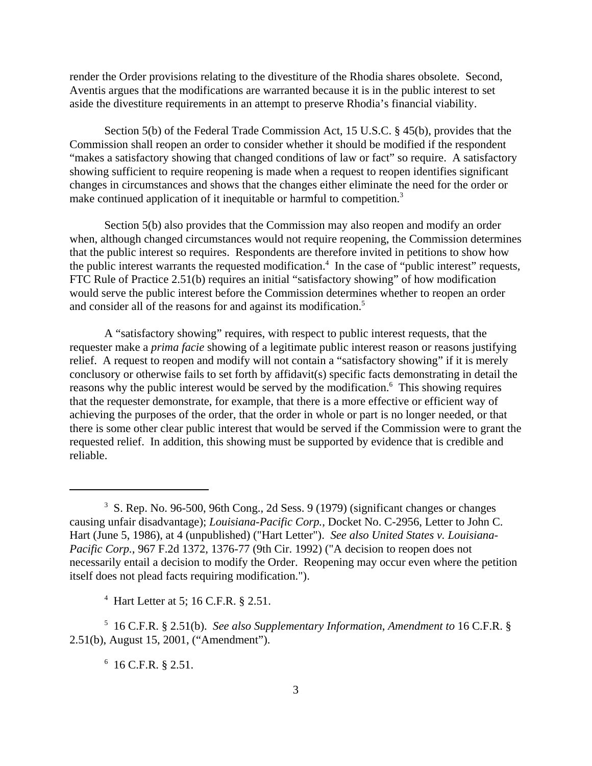render the Order provisions relating to the divestiture of the Rhodia shares obsolete. Second, Aventis argues that the modifications are warranted because it is in the public interest to set aside the divestiture requirements in an attempt to preserve Rhodia's financial viability.

Section 5(b) of the Federal Trade Commission Act, 15 U.S.C. § 45(b), provides that the Commission shall reopen an order to consider whether it should be modified if the respondent "makes a satisfactory showing that changed conditions of law or fact" so require. A satisfactory showing sufficient to require reopening is made when a request to reopen identifies significant changes in circumstances and shows that the changes either eliminate the need for the order or make continued application of it inequitable or harmful to competition.[3]

Section 5(b) also provides that the Commission may also reopen and modify an order when, although changed circumstances would not require reopening, the Commission determines that the public interest so requires. Respondents are therefore invited in petitions to show how the public interest warrants the requested modification.[4] In the case of "public interest" requests, FTC Rule of Practice 2.51(b) requires an initial "satisfactory showing" of how modification would serve the public interest before the Commission determines whether to reopen an order and consider all of the reasons for and against its modification.[5]

A "satisfactory showing" requires, with respect to public interest requests, that the requester make a *prima facie* showing of a legitimate public interest reason or reasons justifying relief. A request to reopen and modify will not contain a "satisfactory showing" if it is merely conclusory or otherwise fails to set forth by affidavit(s) specific facts demonstrating in detail the reasons why the public interest would be served by the modification.[6] This showing requires that the requester demonstrate, for example, that there is a more effective or efficient way of achieving the purposes of the order, that the order in whole or part is no longer needed, or that there is some other clear public interest that would be served if the Commission were to grant the requested relief. In addition, this showing must be supported by evidence that is credible and reliable.

---

[3] S. Rep. No. 96-500, 96th Cong., 2d Sess. 9 (1979) (significant changes or changes causing unfair disadvantage); *Louisiana-Pacific Corp.*, Docket No. C-2956, Letter to John C. Hart (June 5, 1986), at 4 (unpublished) ("Hart Letter"). *See also United States v. Louisiana-Pacific Corp.*, 967 F.2d 1372, 1376-77 (9th Cir. 1992) ("A decision to reopen does not necessarily entail a decision to modify the Order. Reopening may occur even where the petition itself does not plead facts requiring modification.").

[4] Hart Letter at 5; 16 C.F.R. § 2.51.

[5] 16 C.F.R. § 2.51(b). *See also Supplementary Information*, *Amendment to* 16 C.F.R. § 2.51(b), August 15, 2001, ("Amendment").

[6] 16 C.F.R. § 2.51.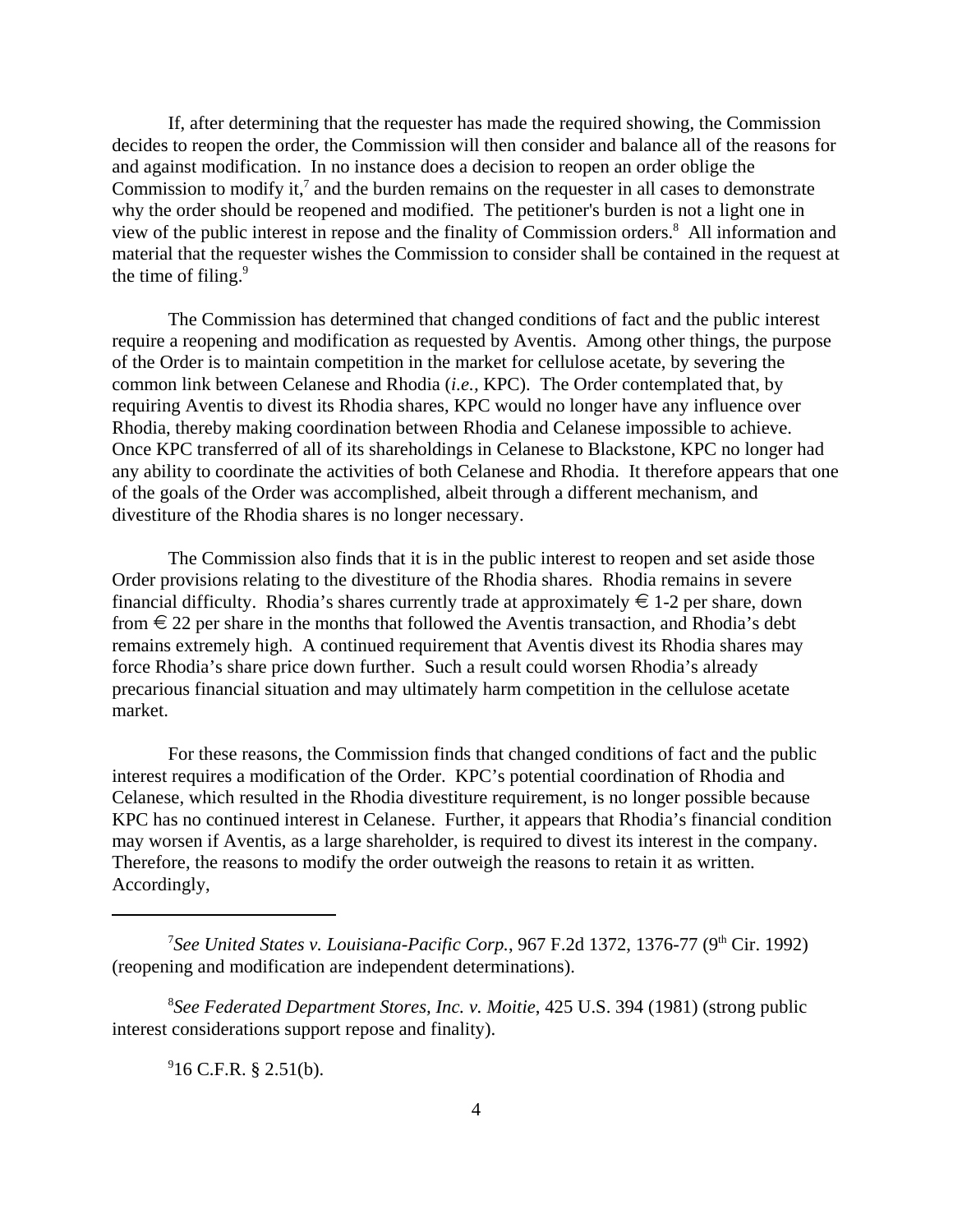If, after determining that the requester has made the required showing, the Commission decides to reopen the order, the Commission will then consider and balance all of the reasons for and against modification. In no instance does a decision to reopen an order oblige the Commission to modify it,[7] and the burden remains on the requester in all cases to demonstrate why the order should be reopened and modified. The petitioner's burden is not a light one in view of the public interest in repose and the finality of Commission orders.[8] All information and material that the requester wishes the Commission to consider shall be contained in the request at the time of filing.[9]

The Commission has determined that changed conditions of fact and the public interest require a reopening and modification as requested by Aventis. Among other things, the purpose of the Order is to maintain competition in the market for cellulose acetate, by severing the common link between Celanese and Rhodia (*i.e.*, KPC). The Order contemplated that, by requiring Aventis to divest its Rhodia shares, KPC would no longer have any influence over Rhodia, thereby making coordination between Rhodia and Celanese impossible to achieve. Once KPC transferred of all of its shareholdings in Celanese to Blackstone, KPC no longer had any ability to coordinate the activities of both Celanese and Rhodia. It therefore appears that one of the goals of the Order was accomplished, albeit through a different mechanism, and divestiture of the Rhodia shares is no longer necessary.

The Commission also finds that it is in the public interest to reopen and set aside those Order provisions relating to the divestiture of the Rhodia shares. Rhodia remains in severe financial difficulty. Rhodia's shares currently trade at approximately € 1-2 per share, down from € 22 per share in the months that followed the Aventis transaction, and Rhodia's debt remains extremely high. A continued requirement that Aventis divest its Rhodia shares may force Rhodia's share price down further. Such a result could worsen Rhodia's already precarious financial situation and may ultimately harm competition in the cellulose acetate market.

For these reasons, the Commission finds that changed conditions of fact and the public interest requires a modification of the Order. KPC's potential coordination of Rhodia and Celanese, which resulted in the Rhodia divestiture requirement, is no longer possible because KPC has no continued interest in Celanese. Further, it appears that Rhodia's financial condition may worsen if Aventis, as a large shareholder, is required to divest its interest in the company. Therefore, the reasons to modify the order outweigh the reasons to retain it as written. Accordingly,

---

[7]*See United States v. Louisiana-Pacific Corp.*, 967 F.2d 1372, 1376-77 (9th Cir. 1992) (reopening and modification are independent determinations).

[8]*See Federated Department Stores, Inc. v. Moitie*, 425 U.S. 394 (1981) (strong public interest considerations support repose and finality).

[9]16 C.F.R. § 2.51(b).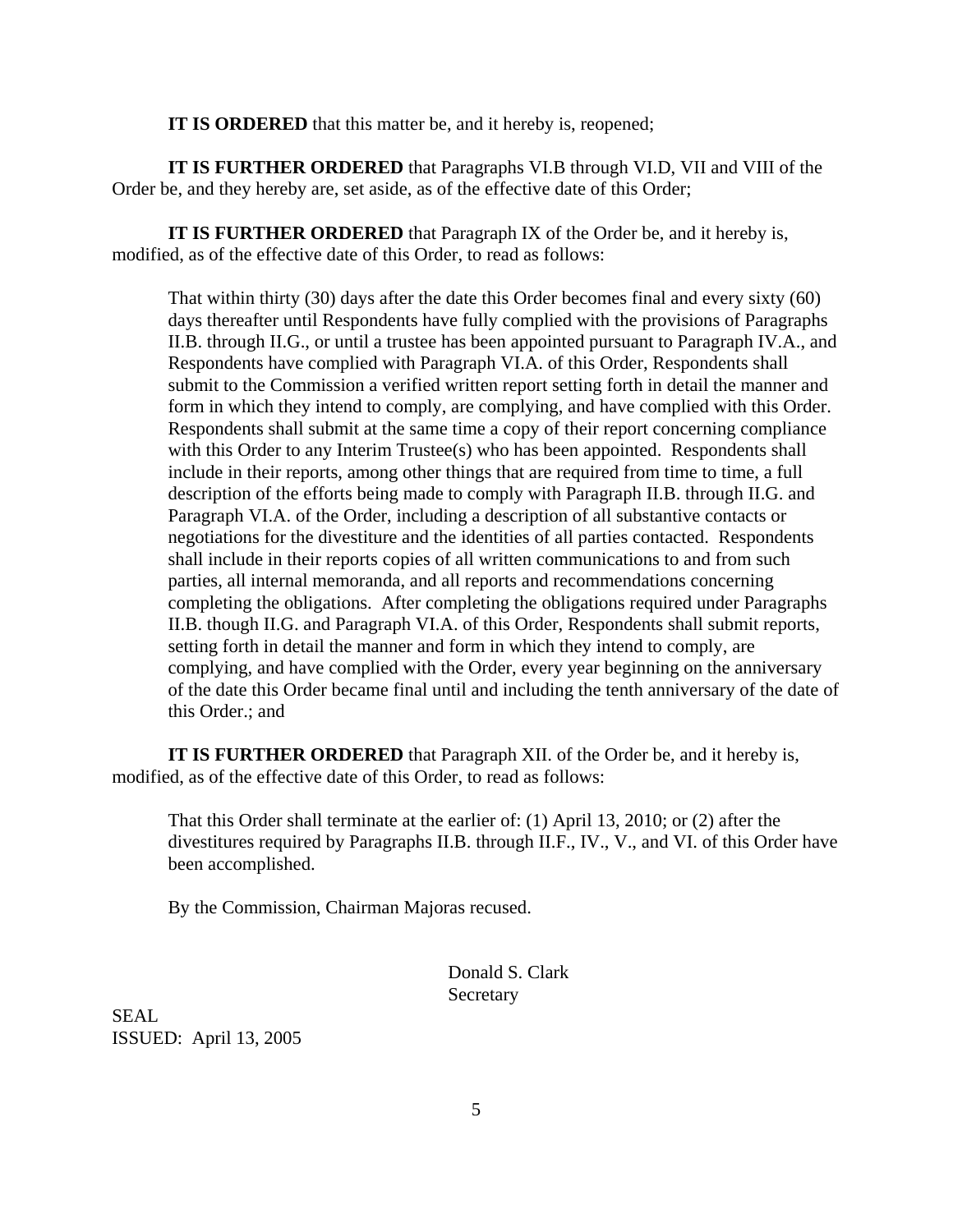**IT IS ORDERED** that this matter be, and it hereby is, reopened;

**IT IS FURTHER ORDERED** that Paragraphs VI.B through VI.D, VII and VIII of the Order be, and they hereby are, set aside, as of the effective date of this Order;

**IT IS FURTHER ORDERED** that Paragraph IX of the Order be, and it hereby is, modified, as of the effective date of this Order, to read as follows:

> That within thirty (30) days after the date this Order becomes final and every sixty (60) days thereafter until Respondents have fully complied with the provisions of Paragraphs II.B. through II.G., or until a trustee has been appointed pursuant to Paragraph IV.A., and Respondents have complied with Paragraph VI.A. of this Order, Respondents shall submit to the Commission a verified written report setting forth in detail the manner and form in which they intend to comply, are complying, and have complied with this Order. Respondents shall submit at the same time a copy of their report concerning compliance with this Order to any Interim Trustee(s) who has been appointed. Respondents shall include in their reports, among other things that are required from time to time, a full description of the efforts being made to comply with Paragraph II.B. through II.G. and Paragraph VI.A. of the Order, including a description of all substantive contacts or negotiations for the divestiture and the identities of all parties contacted. Respondents shall include in their reports copies of all written communications to and from such parties, all internal memoranda, and all reports and recommendations concerning completing the obligations. After completing the obligations required under Paragraphs II.B. though II.G. and Paragraph VI.A. of this Order, Respondents shall submit reports, setting forth in detail the manner and form in which they intend to comply, are complying, and have complied with the Order, every year beginning on the anniversary of the date this Order became final until and including the tenth anniversary of the date of this Order.; and

**IT IS FURTHER ORDERED** that Paragraph XII. of the Order be, and it hereby is, modified, as of the effective date of this Order, to read as follows:

> That this Order shall terminate at the earlier of: (1) April 13, 2010; or (2) after the divestitures required by Paragraphs II.B. through II.F., IV., V., and VI. of this Order have been accomplished.

By the Commission, Chairman Majoras recused.

Donald S. Clark
Secretary

SEAL
ISSUED: April 13, 2005